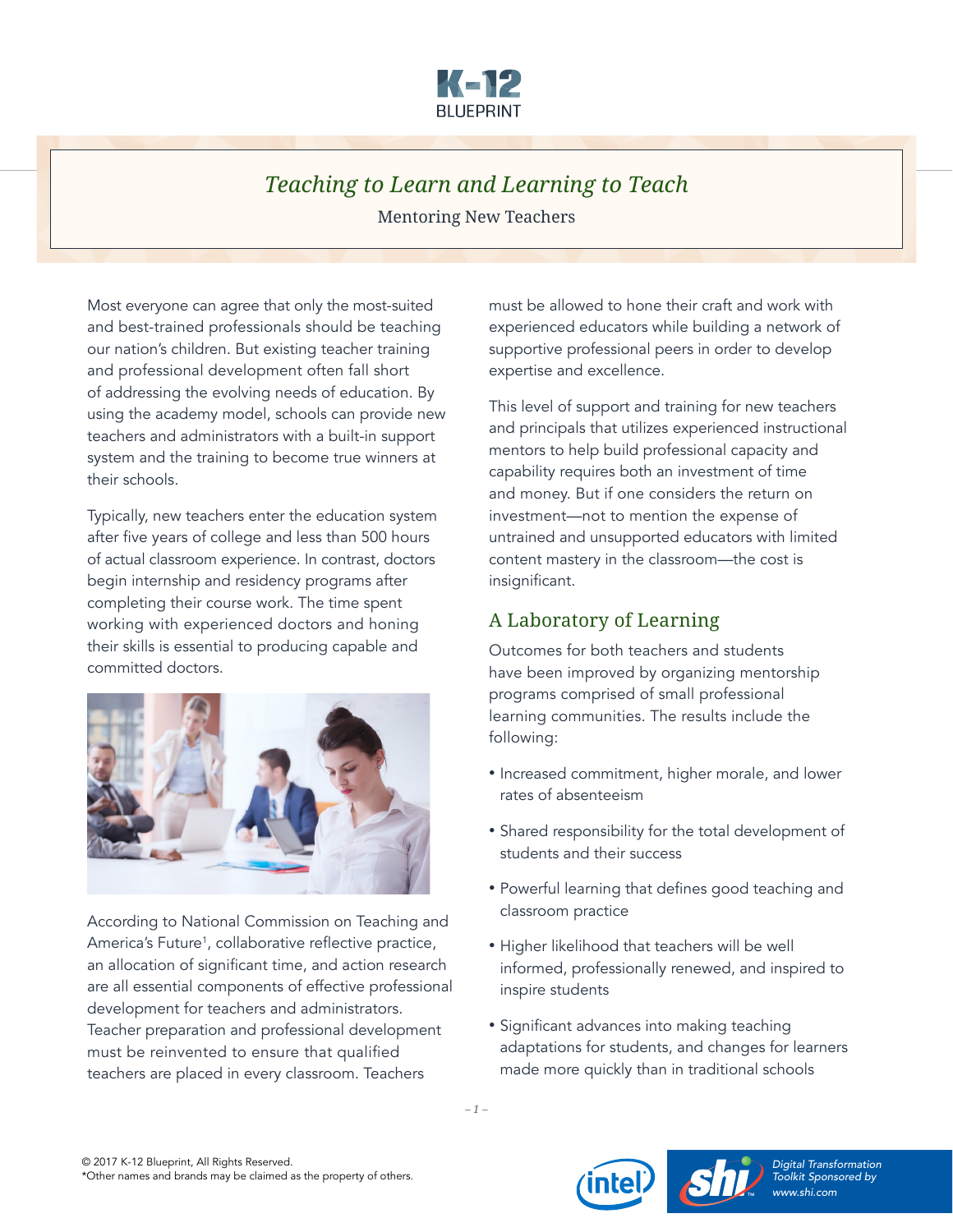# Teaching to Learn and Learning to Teach

Mentoring New Teachers

Most everyone can agree that only the most-suited and best-trained professionals should be teaching our nation's children. But existing teacher training and professional development often fall short of addressing the evolving needs of education. By using the academy model, schools can provide new teachers and administrators with a built-in support system and the training to become true winners at their schools.

Typically, new teachers enter the education system after five years of college and less than 500 hours of actual classroom experience. In contrast, doctors begin internship and residency programs after completing their course work. The time spent working with experienced doctors and honing their skills is essential to producing capable and committed doctors.

According to National Commission on Teaching and America's Future[1], collaborative reflective practice, an allocation of significant time, and action research are all essential components of effective professional development for teachers and administrators. Teacher preparation and professional development must be reinvented to ensure that qualified teachers are placed in every classroom. Teachers must be allowed to hone their craft and work with experienced educators while building a network of supportive professional peers in order to develop expertise and excellence.

This level of support and training for new teachers and principals that utilizes experienced instructional mentors to help build professional capacity and capability requires both an investment of time and money. But if one considers the return on investment—not to mention the expense of untrained and unsupported educators with limited content mastery in the classroom—the cost is insignificant.

## A Laboratory of Learning

Outcomes for both teachers and students have been improved by organizing mentorship programs comprised of small professional learning communities. The results include the following:

- Increased commitment, higher morale, and lower rates of absenteeism
- Shared responsibility for the total development of students and their success
- Powerful learning that defines good teaching and classroom practice
- Higher likelihood that teachers will be well informed, professionally renewed, and inspired to inspire students
- Significant advances into making teaching adaptations for students, and changes for learners made more quickly than in traditional schools

© 2017 K-12 Blueprint, All Rights Reserved.
*Other names and brands may be claimed as the property of others.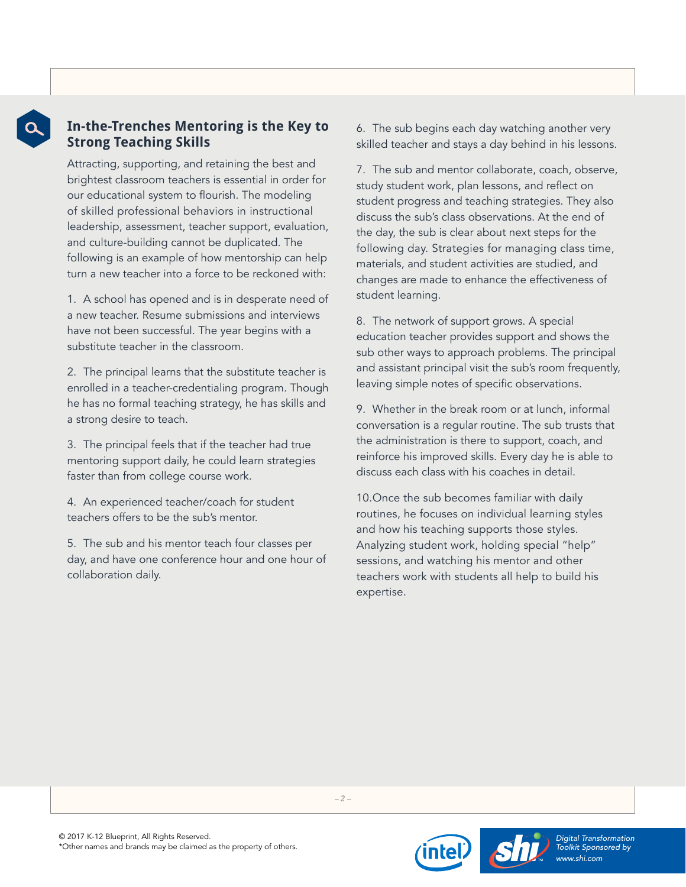## In-the-Trenches Mentoring is the Key to Strong Teaching Skills

Attracting, supporting, and retaining the best and brightest classroom teachers is essential in order for our educational system to flourish. The modeling of skilled professional behaviors in instructional leadership, assessment, teacher support, evaluation, and culture-building cannot be duplicated. The following is an example of how mentorship can help turn a new teacher into a force to be reckoned with:

1. A school has opened and is in desperate need of a new teacher. Resume submissions and interviews have not been successful. The year begins with a substitute teacher in the classroom.

2. The principal learns that the substitute teacher is enrolled in a teacher-credentialing program. Though he has no formal teaching strategy, he has skills and a strong desire to teach.

3. The principal feels that if the teacher had true mentoring support daily, he could learn strategies faster than from college course work.

4. An experienced teacher/coach for student teachers offers to be the sub's mentor.

5. The sub and his mentor teach four classes per day, and have one conference hour and one hour of collaboration daily.

6. The sub begins each day watching another very skilled teacher and stays a day behind in his lessons.

7. The sub and mentor collaborate, coach, observe, study student work, plan lessons, and reflect on student progress and teaching strategies. They also discuss the sub's class observations. At the end of the day, the sub is clear about next steps for the following day. Strategies for managing class time, materials, and student activities are studied, and changes are made to enhance the effectiveness of student learning.

8. The network of support grows. A special education teacher provides support and shows the sub other ways to approach problems. The principal and assistant principal visit the sub's room frequently, leaving simple notes of specific observations.

9. Whether in the break room or at lunch, informal conversation is a regular routine. The sub trusts that the administration is there to support, coach, and reinforce his improved skills. Every day he is able to discuss each class with his coaches in detail.

10. Once the sub becomes familiar with daily routines, he focuses on individual learning styles and how his teaching supports those styles. Analyzing student work, holding special "help" sessions, and watching his mentor and other teachers work with students all help to build his expertise.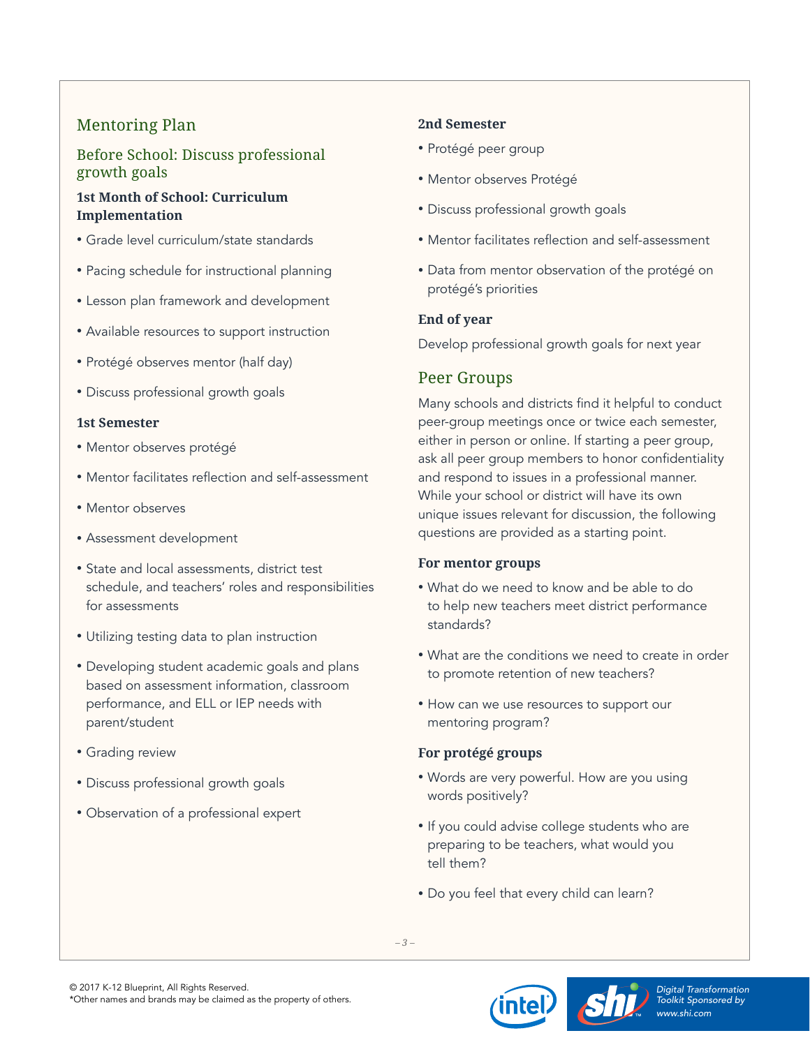## Mentoring Plan

### Before School: Discuss professional growth goals

**1st Month of School: Curriculum Implementation**

- Grade level curriculum/state standards
- Pacing schedule for instructional planning
- Lesson plan framework and development
- Available resources to support instruction
- Protégé observes mentor (half day)
- Discuss professional growth goals

**1st Semester**

- Mentor observes protégé
- Mentor facilitates reflection and self-assessment
- Mentor observes
- Assessment development
- State and local assessments, district test schedule, and teachers' roles and responsibilities for assessments
- Utilizing testing data to plan instruction
- Developing student academic goals and plans based on assessment information, classroom performance, and ELL or IEP needs with parent/student
- Grading review
- Discuss professional growth goals
- Observation of a professional expert

**2nd Semester**

- Protégé peer group
- Mentor observes Protégé
- Discuss professional growth goals
- Mentor facilitates reflection and self-assessment
- Data from mentor observation of the protégé on protégé's priorities

**End of year**

Develop professional growth goals for next year

## Peer Groups

Many schools and districts find it helpful to conduct peer-group meetings once or twice each semester, either in person or online. If starting a peer group, ask all peer group members to honor confidentiality and respond to issues in a professional manner. While your school or district will have its own unique issues relevant for discussion, the following questions are provided as a starting point.

**For mentor groups**

- What do we need to know and be able to do to help new teachers meet district performance standards?
- What are the conditions we need to create in order to promote retention of new teachers?
- How can we use resources to support our mentoring program?

**For protégé groups**

- Words are very powerful. How are you using words positively?
- If you could advise college students who are preparing to be teachers, what would you tell them?
- Do you feel that every child can learn?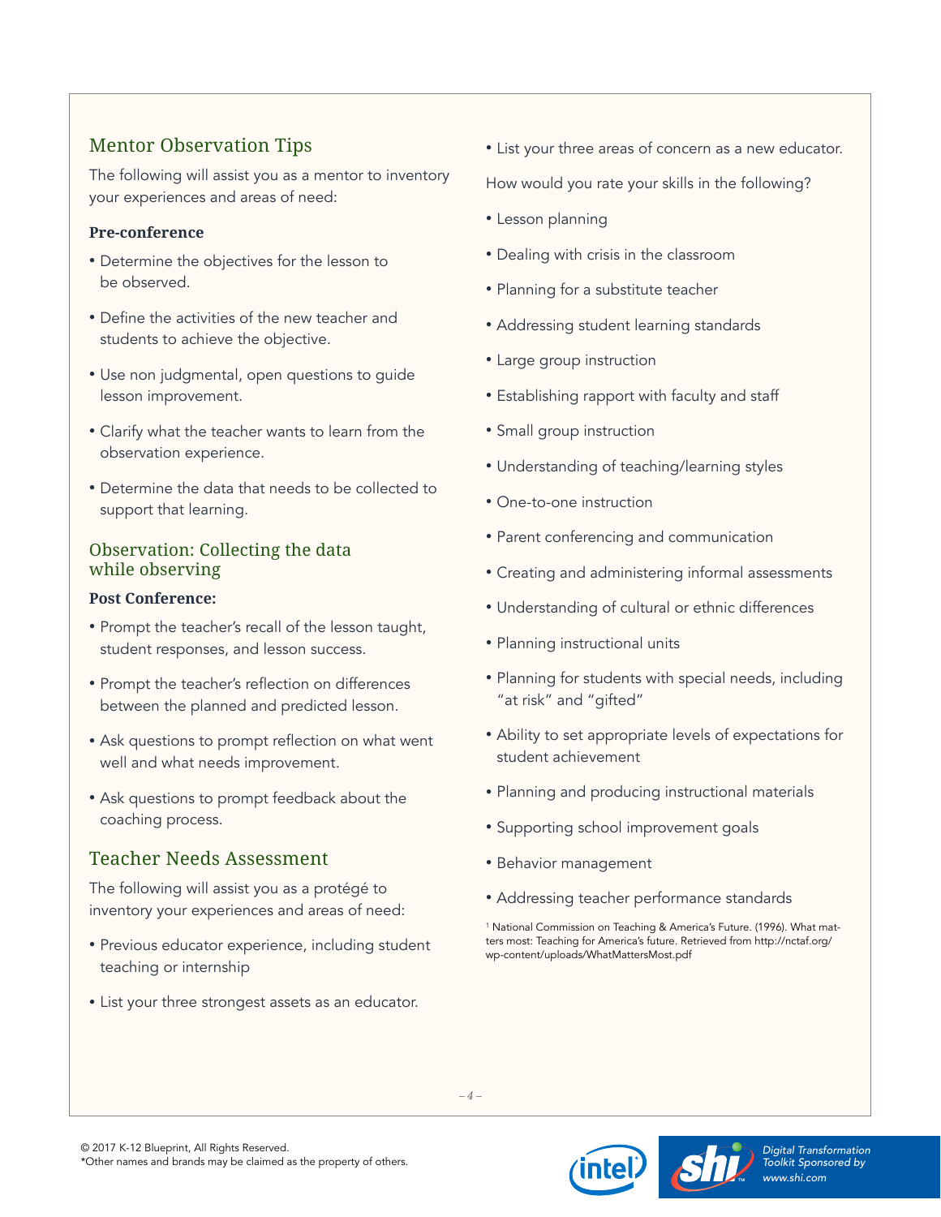## Mentor Observation Tips

The following will assist you as a mentor to inventory your experiences and areas of need:

**Pre-conference**

- Determine the objectives for the lesson to be observed.
- Define the activities of the new teacher and students to achieve the objective.
- Use non judgmental, open questions to guide lesson improvement.
- Clarify what the teacher wants to learn from the observation experience.
- Determine the data that needs to be collected to support that learning.

## Observation: Collecting the data while observing

**Post Conference:**

- Prompt the teacher's recall of the lesson taught, student responses, and lesson success.
- Prompt the teacher's reflection on differences between the planned and predicted lesson.
- Ask questions to prompt reflection on what went well and what needs improvement.
- Ask questions to prompt feedback about the coaching process.

## Teacher Needs Assessment

The following will assist you as a protégé to inventory your experiences and areas of need:

- Previous educator experience, including student teaching or internship
- List your three strongest assets as an educator.
- List your three areas of concern as a new educator.

How would you rate your skills in the following?

- Lesson planning
- Dealing with crisis in the classroom
- Planning for a substitute teacher
- Addressing student learning standards
- Large group instruction
- Establishing rapport with faculty and staff
- Small group instruction
- Understanding of teaching/learning styles
- One-to-one instruction
- Parent conferencing and communication
- Creating and administering informal assessments
- Understanding of cultural or ethnic differences
- Planning instructional units
- Planning for students with special needs, including "at risk" and "gifted"
- Ability to set appropriate levels of expectations for student achievement
- Planning and producing instructional materials
- Supporting school improvement goals
- Behavior management
- Addressing teacher performance standards

[1] National Commission on Teaching & America's Future. (1996). What matters most: Teaching for America's future. Retrieved from http://nctaf.org/wp-content/uploads/WhatMattersMost.pdf

© 2017 K-12 Blueprint, All Rights Reserved.
*Other names and brands may be claimed as the property of others.

Digital Transformation Toolkit Sponsored by www.shi.com